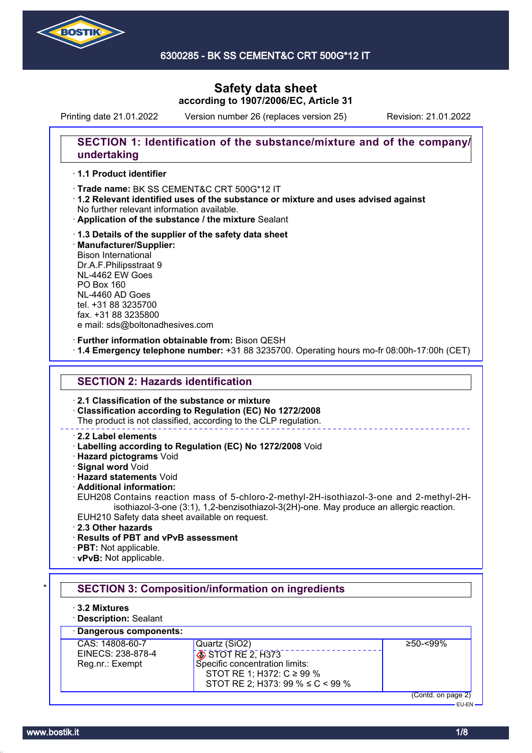# 6300285 - BK SS CEMENT&C CRT 500G*12 IT

## Safety data sheet
**according to 1907/2006/EC, Article 31**

Printing date 21.01.2022 Version number 26 (replaces version 25) Revision: 21.01.2022

## SECTION 1: Identification of the substance/mixture and of the company/undertaking

· **1.1 Product identifier**

· **Trade name:** BK SS CEMENT&C CRT 500G*12 IT
· **1.2 Relevant identified uses of the substance or mixture and uses advised against**
No further relevant information available.
· **Application of the substance / the mixture** Sealant

· **1.3 Details of the supplier of the safety data sheet**
· **Manufacturer/Supplier:**
Bison International
Dr.A.F.Philipsstraat 9
NL-4462 EW Goes
PO Box 160
NL-4460 AD Goes
tel. +31 88 3235700
fax. +31 88 3235800
e mail: sds@boltonadhesives.com

· **Further information obtainable from:** Bison QESH
· **1.4 Emergency telephone number:** +31 88 3235700. Operating hours mo-fr 08:00h-17:00h (CET)

## SECTION 2: Hazards identification

· **2.1 Classification of the substance or mixture**
· **Classification according to Regulation (EC) No 1272/2008**
The product is not classified, according to the CLP regulation.

· **2.2 Label elements**
· **Labelling according to Regulation (EC) No 1272/2008** Void
· **Hazard pictograms** Void
· **Signal word** Void
· **Hazard statements** Void
· **Additional information:**
EUH208 Contains reaction mass of 5-chloro-2-methyl-2H-isothiazol-3-one and 2-methyl-2H-isothiazol-3-one (3:1), 1,2-benzisothiazol-3(2H)-one. May produce an allergic reaction.
EUH210 Safety data sheet available on request.
· **2.3 Other hazards**
· **Results of PBT and vPvB assessment**
· **PBT:** Not applicable.
· **vPvB:** Not applicable.

## SECTION 3: Composition/information on ingredients

· **3.2 Mixtures**
· **Description:** Sealant

| · Dangerous components: | | |
|---|---|---|
| CAS: 14808-60-7<br>EINECS: 238-878-4<br>Reg.nr.: Exempt | Quartz ($SiO_2$)<br>STOT RE 2, H373<br>Specific concentration limits:<br>STOT RE 1; H372: C ≥ 99 %<br>STOT RE 2; H373: 99 % ≤ C < 99 % | ≥50-<99% |

(Contd. on page 2)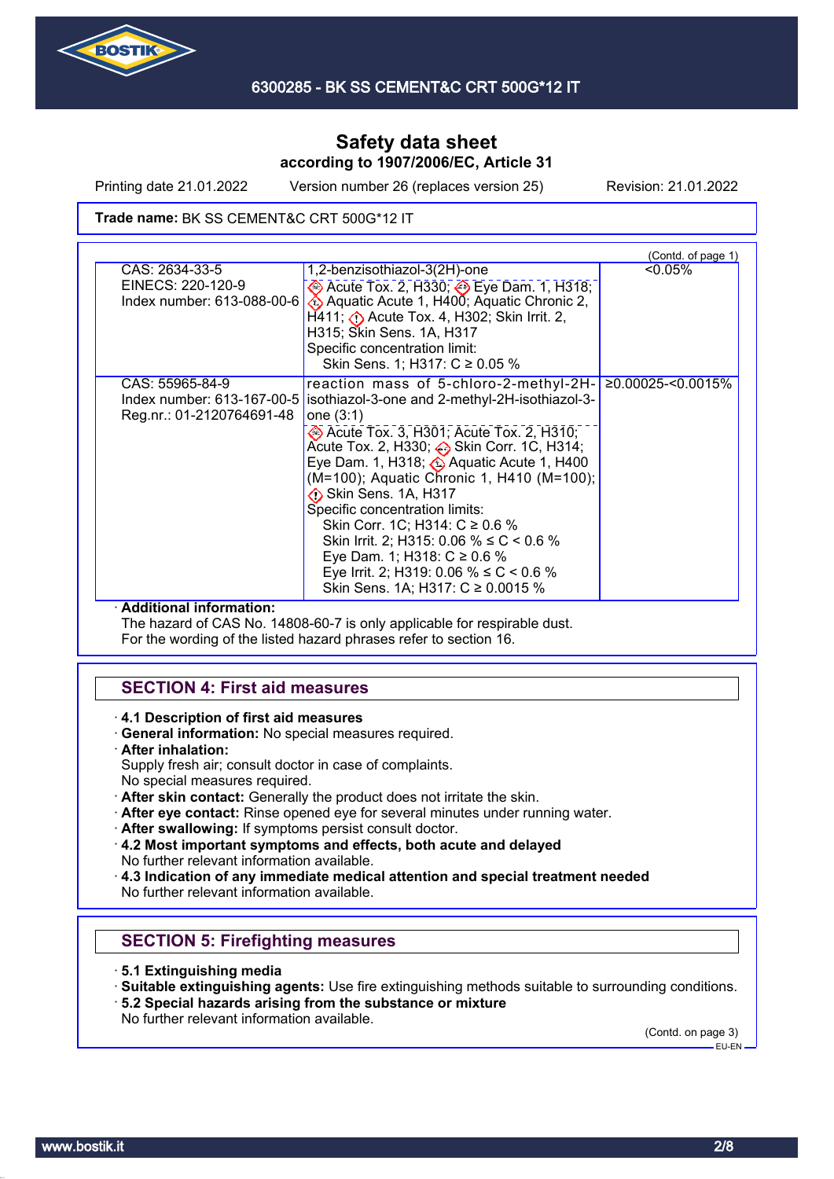# Safety data sheet

**according to 1907/2006/EC, Article 31**

Printing date 21.01.2022 Version number 26 (replaces version 25) Revision: 21.01.2022

**Trade name:** BK SS CEMENT&C CRT 500G*12 IT

(Contd. of page 1)

| | | |
|---|---|---|
| CAS: 2634-33-5<br>EINECS: 220-120-9<br>Index number: 613-088-00-6 | 1,2-benzisothiazol-3(2H)-one<br>Acute Tox. 2, H330; Eye Dam. 1, H318; Aquatic Acute 1, H400; Aquatic Chronic 2, H411; Acute Tox. 4, H302; Skin Irrit. 2, H315; Skin Sens. 1A, H317<br>Specific concentration limit:<br>Skin Sens. 1; H317: C ≥ 0.05 % | <0.05% |
| CAS: 55965-84-9<br>Index number: 613-167-00-5<br>Reg.nr.: 01-2120764691-48 | reaction mass of 5-chloro-2-methyl-2H-isothiazol-3-one and 2-methyl-2H-isothiazol-3-one (3:1)<br>Acute Tox. 3, H301; Acute Tox. 2, H310; Acute Tox. 2, H330; Skin Corr. 1C, H314; Eye Dam. 1, H318; Aquatic Acute 1, H400 (M=100); Aquatic Chronic 1, H410 (M=100); Skin Sens. 1A, H317<br>Specific concentration limits:<br>Skin Corr. 1C; H314: C ≥ 0.6 %<br>Skin Irrit. 2; H315: 0.06 % ≤ C < 0.6 %<br>Eye Dam. 1; H318: C ≥ 0.6 %<br>Eye Irrit. 2; H319: 0.06 % ≤ C < 0.6 %<br>Skin Sens. 1A; H317: C ≥ 0.0015 % | ≥0.00025-<0.0015% |

· **Additional information:**
The hazard of CAS No. 14808-60-7 is only applicable for respirable dust.
For the wording of the listed hazard phrases refer to section 16.

## SECTION 4: First aid measures

· **4.1 Description of first aid measures**
· **General information:** No special measures required.
· **After inhalation:**
Supply fresh air; consult doctor in case of complaints.
No special measures required.
· **After skin contact:** Generally the product does not irritate the skin.
· **After eye contact:** Rinse opened eye for several minutes under running water.
· **After swallowing:** If symptoms persist consult doctor.
· **4.2 Most important symptoms and effects, both acute and delayed**
No further relevant information available.
· **4.3 Indication of any immediate medical attention and special treatment needed**
No further relevant information available.

## SECTION 5: Firefighting measures

· **5.1 Extinguishing media**
· **Suitable extinguishing agents:** Use fire extinguishing methods suitable to surrounding conditions.
· **5.2 Special hazards arising from the substance or mixture**
No further relevant information available.

(Contd. on page 3)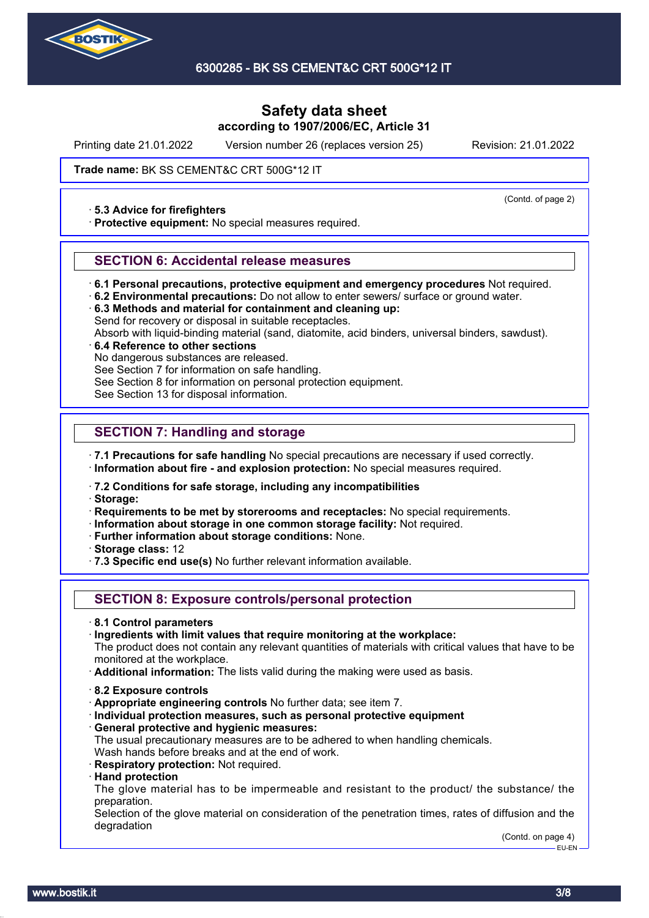# Safety data sheet

**according to 1907/2006/EC, Article 31**

Printing date 21.01.2022 Version number 26 (replaces version 25) Revision: 21.01.2022

**Trade name:** BK SS CEMENT&C CRT 500G*12 IT

(Contd. of page 2)

· **5.3 Advice for firefighters**
· **Protective equipment:** No special measures required.

## SECTION 6: Accidental release measures

· **6.1 Personal precautions, protective equipment and emergency procedures** Not required.
· **6.2 Environmental precautions:** Do not allow to enter sewers/ surface or ground water.
· **6.3 Methods and material for containment and cleaning up:**
Send for recovery or disposal in suitable receptacles.
Absorb with liquid-binding material (sand, diatomite, acid binders, universal binders, sawdust).
· **6.4 Reference to other sections**
No dangerous substances are released.
See Section 7 for information on safe handling.
See Section 8 for information on personal protection equipment.
See Section 13 for disposal information.

## SECTION 7: Handling and storage

· **7.1 Precautions for safe handling** No special precautions are necessary if used correctly.
· **Information about fire - and explosion protection:** No special measures required.

· **7.2 Conditions for safe storage, including any incompatibilities**
· **Storage:**
· **Requirements to be met by storerooms and receptacles:** No special requirements.
· **Information about storage in one common storage facility:** Not required.
· **Further information about storage conditions:** None.
· **Storage class:** 12
· **7.3 Specific end use(s)** No further relevant information available.

## SECTION 8: Exposure controls/personal protection

· **8.1 Control parameters**
· **Ingredients with limit values that require monitoring at the workplace:**
The product does not contain any relevant quantities of materials with critical values that have to be monitored at the workplace.
· **Additional information:** The lists valid during the making were used as basis.

· **8.2 Exposure controls**
· **Appropriate engineering controls** No further data; see item 7.
· **Individual protection measures, such as personal protective equipment**
· **General protective and hygienic measures:**
The usual precautionary measures are to be adhered to when handling chemicals.
Wash hands before breaks and at the end of work.
· **Respiratory protection:** Not required.
· **Hand protection**
The glove material has to be impermeable and resistant to the product/ the substance/ the preparation.
Selection of the glove material on consideration of the penetration times, rates of diffusion and the degradation

(Contd. on page 4)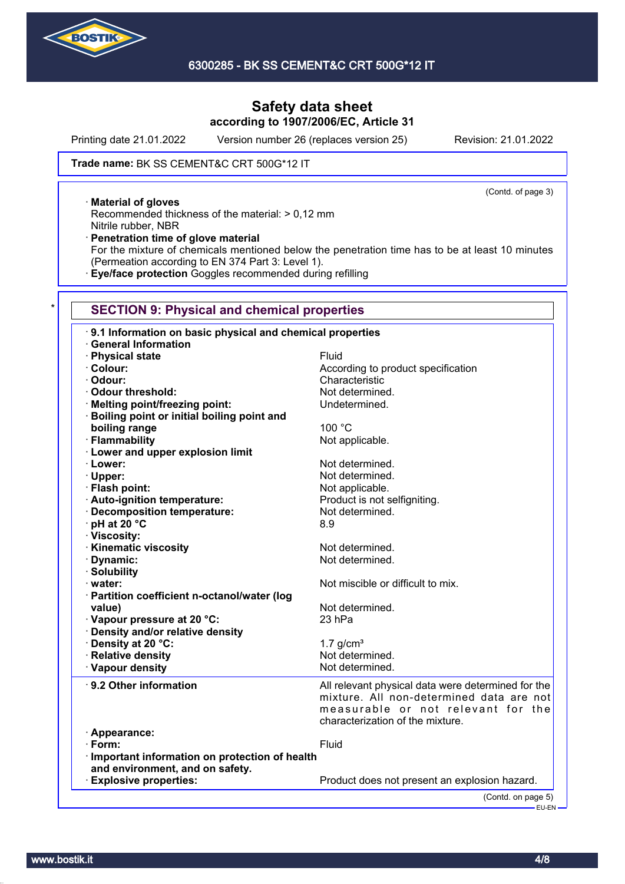# Safety data sheet
## according to 1907/2006/EC, Article 31

Printing date 21.01.2022 Version number 26 (replaces version 25) Revision: 21.01.2022

**Trade name:** BK SS CEMENT&C CRT 500G*12 IT

(Contd. of page 3)

· **Material of gloves**
Recommended thickness of the material: > 0,12 mm
Nitrile rubber, NBR

· **Penetration time of glove material**
For the mixture of chemicals mentioned below the penetration time has to be at least 10 minutes (Permeation according to EN 374 Part 3: Level 1).

· **Eye/face protection** Goggles recommended during refilling

## * SECTION 9: Physical and chemical properties

| | |
|---|---|
| · **9.1 Information on basic physical and chemical properties** | |
| · **General Information** | |
| · **Physical state** | Fluid |
| · **Colour:** | According to product specification |
| · **Odour:** | Characteristic |
| · **Odour threshold:** | Not determined. |
| · **Melting point/freezing point:** | Undetermined. |
| · **Boiling point or initial boiling point and boiling range** | 100 °C |
| · **Flammability** | Not applicable. |
| · **Lower and upper explosion limit** | |
| · **Lower:** | Not determined. |
| · **Upper:** | Not determined. |
| · **Flash point:** | Not applicable. |
| · **Auto-ignition temperature:** | Product is not selfigniting. |
| · **Decomposition temperature:** | Not determined. |
| · **pH at 20 °C** | 8.9 |
| · **Viscosity:** | |
| · **Kinematic viscosity** | Not determined. |
| · **Dynamic:** | Not determined. |
| · **Solubility** | |
| · **water:** | Not miscible or difficult to mix. |
| · **Partition coefficient n-octanol/water (log value)** | Not determined. |
| · **Vapour pressure at 20 °C:** | 23 hPa |
| · **Density and/or relative density** | |
| · **Density at 20 °C:** | 1.7 g/cm³ |
| · **Relative density** | Not determined. |
| · **Vapour density** | Not determined. |
| · **9.2 Other information** | All relevant physical data were determined for the mixture. All non-determined data are not measurable or not relevant for the characterization of the mixture. |
| · **Appearance:** | |
| · **Form:** | Fluid |
| · **Important information on protection of health and environment, and on safety.** | |
| · **Explosive properties:** | Product does not present an explosion hazard. |

(Contd. on page 5)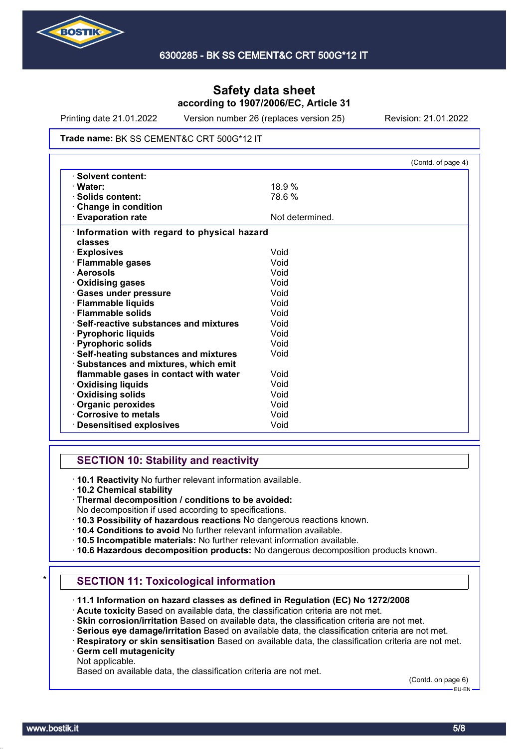Trade name: BK SS CEMENT&C CRT 500G*12 IT

(Contd. of page 4)

| | |
|---|---|
| · **Solvent content:** | |
| · **Water:** | 18.9 % |
| · **Solids content:** | 78.6 % |
| · **Change in condition** | |
| · **Evaporation rate** | Not determined. |

| | |
|---|---|
| · **Information with regard to physical hazard classes** | |
| · **Explosives** | Void |
| · **Flammable gases** | Void |
| · **Aerosols** | Void |
| · **Oxidising gases** | Void |
| · **Gases under pressure** | Void |
| · **Flammable liquids** | Void |
| · **Flammable solids** | Void |
| · **Self-reactive substances and mixtures** | Void |
| · **Pyrophoric liquids** | Void |
| · **Pyrophoric solids** | Void |
| · **Self-heating substances and mixtures** | Void |
| · **Substances and mixtures, which emit flammable gases in contact with water** | Void |
| · **Oxidising liquids** | Void |
| · **Oxidising solids** | Void |
| · **Organic peroxides** | Void |
| · **Corrosive to metals** | Void |
| · **Desensitised explosives** | Void |

## SECTION 10: Stability and reactivity

· **10.1 Reactivity** No further relevant information available.
· **10.2 Chemical stability**
· **Thermal decomposition / conditions to be avoided:**
No decomposition if used according to specifications.
· **10.3 Possibility of hazardous reactions** No dangerous reactions known.
· **10.4 Conditions to avoid** No further relevant information available.
· **10.5 Incompatible materials:** No further relevant information available.
· **10.6 Hazardous decomposition products:** No dangerous decomposition products known.

\*

## SECTION 11: Toxicological information

· **11.1 Information on hazard classes as defined in Regulation (EC) No 1272/2008**
· **Acute toxicity** Based on available data, the classification criteria are not met.
· **Skin corrosion/irritation** Based on available data, the classification criteria are not met.
· **Serious eye damage/irritation** Based on available data, the classification criteria are not met.
· **Respiratory or skin sensitisation** Based on available data, the classification criteria are not met.
· **Germ cell mutagenicity**
Not applicable.
Based on available data, the classification criteria are not met.

(Contd. on page 6)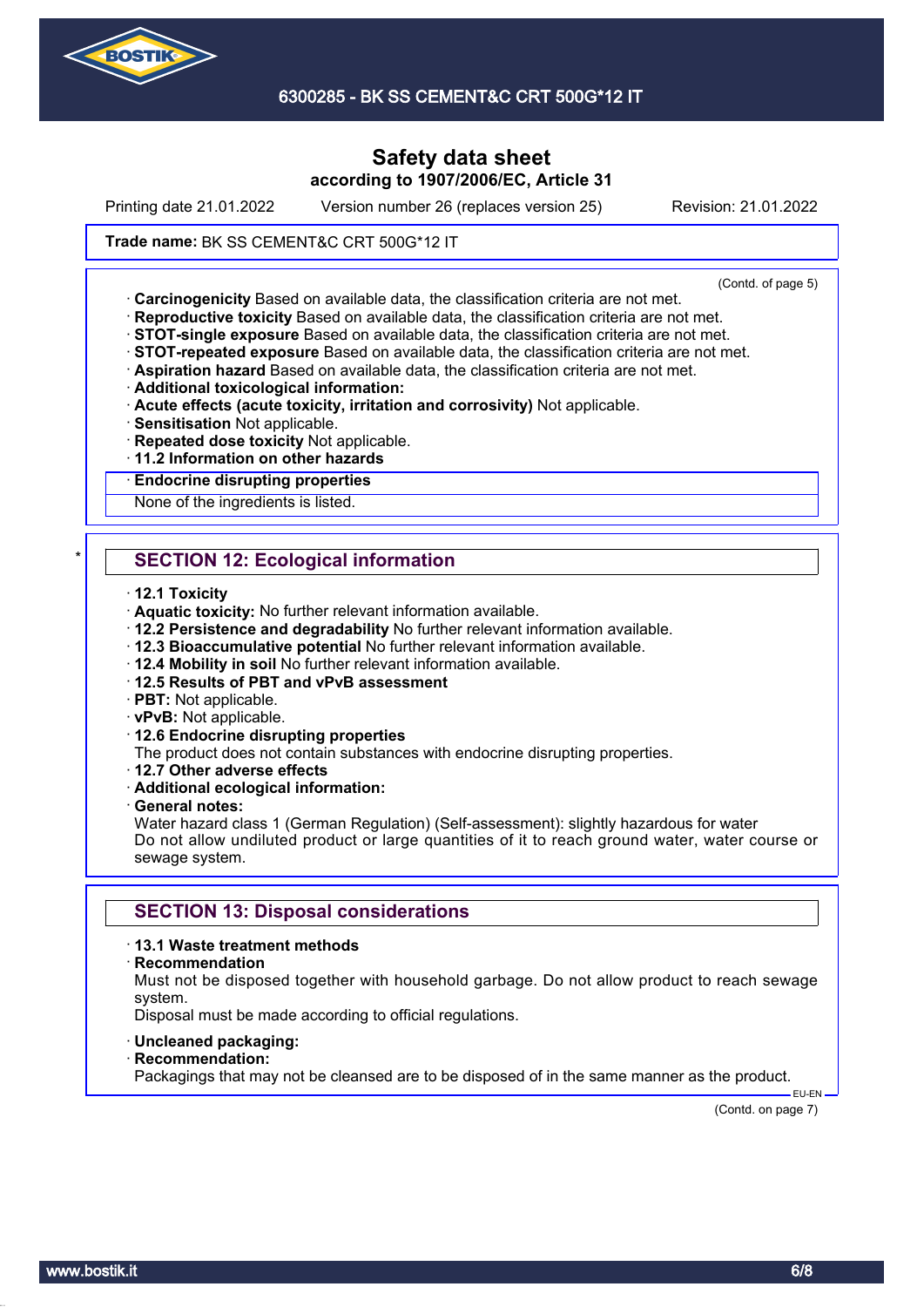(Contd. of page 5)

· **Carcinogenicity** Based on available data, the classification criteria are not met.
· **Reproductive toxicity** Based on available data, the classification criteria are not met.
· **STOT-single exposure** Based on available data, the classification criteria are not met.
· **STOT-repeated exposure** Based on available data, the classification criteria are not met.
· **Aspiration hazard** Based on available data, the classification criteria are not met.
· **Additional toxicological information:**
· **Acute effects (acute toxicity, irritation and corrosivity)** Not applicable.
· **Sensitisation** Not applicable.
· **Repeated dose toxicity** Not applicable.
· **11.2 Information on other hazards**

· **Endocrine disrupting properties**
None of the ingredients is listed.

## * SECTION 12: Ecological information

· **12.1 Toxicity**
· **Aquatic toxicity:** No further relevant information available.
· **12.2 Persistence and degradability** No further relevant information available.
· **12.3 Bioaccumulative potential** No further relevant information available.
· **12.4 Mobility in soil** No further relevant information available.
· **12.5 Results of PBT and vPvB assessment**
· **PBT:** Not applicable.
· **vPvB:** Not applicable.
· **12.6 Endocrine disrupting properties**
The product does not contain substances with endocrine disrupting properties.
· **12.7 Other adverse effects**
· **Additional ecological information:**
· **General notes:**
Water hazard class 1 (German Regulation) (Self-assessment): slightly hazardous for water
Do not allow undiluted product or large quantities of it to reach ground water, water course or sewage system.

## SECTION 13: Disposal considerations

· **13.1 Waste treatment methods**
· **Recommendation**
Must not be disposed together with household garbage. Do not allow product to reach sewage system.
Disposal must be made according to official regulations.

· **Uncleaned packaging:**
· **Recommendation:**
Packagings that may not be cleansed are to be disposed of in the same manner as the product.

EU-EN

(Contd. on page 7)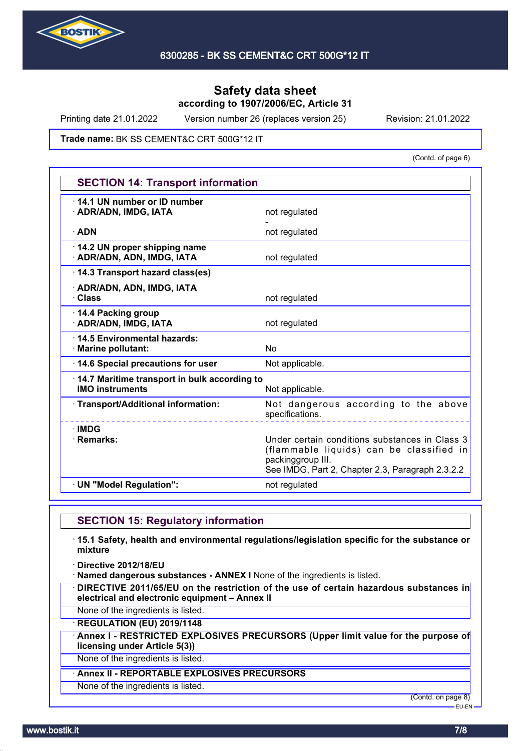# Safety data sheet
according to 1907/2006/EC, Article 31

Printing date 21.01.2022 Version number 26 (replaces version 25) Revision: 21.01.2022

**Trade name:** BK SS CEMENT&C CRT 500G*12 IT

(Contd. of page 6)

## SECTION 14: Transport information

| | |
|---|---|
| · **14.1 UN number or ID number** | |
| · **ADR/ADN, IMDG, IATA** | not regulated |
| | - |
| · **ADN** | not regulated |
| · **14.2 UN proper shipping name** | |
| · **ADR/ADN, ADN, IMDG, IATA** | not regulated |
| · **14.3 Transport hazard class(es)** | |
| · **ADR/ADN, ADN, IMDG, IATA** | |
| · **Class** | not regulated |
| · **14.4 Packing group** | |
| · **ADR/ADN, IMDG, IATA** | not regulated |
| · **14.5 Environmental hazards:** | |
| · **Marine pollutant:** | No |
| · **14.6 Special precautions for user** | Not applicable. |
| · **14.7 Maritime transport in bulk according to IMO instruments** | Not applicable. |
| · **Transport/Additional information:** | Not dangerous according to the above specifications. |
| · **IMDG** | |
| · **Remarks:** | Under certain conditions substances in Class 3 (flammable liquids) can be classified in packinggroup III. See IMDG, Part 2, Chapter 2.3, Paragraph 2.3.2.2 |
| · **UN "Model Regulation":** | not regulated |

## SECTION 15: Regulatory information

· **15.1 Safety, health and environmental regulations/legislation specific for the substance or mixture**

· **Directive 2012/18/EU**

· **Named dangerous substances - ANNEX I** None of the ingredients is listed.

· **DIRECTIVE 2011/65/EU on the restriction of the use of certain hazardous substances in electrical and electronic equipment – Annex II**

None of the ingredients is listed.

· **REGULATION (EU) 2019/1148**

· **Annex I - RESTRICTED EXPLOSIVES PRECURSORS (Upper limit value for the purpose of licensing under Article 5(3))**

None of the ingredients is listed.

· **Annex II - REPORTABLE EXPLOSIVES PRECURSORS**

None of the ingredients is listed.

(Contd. on page 8)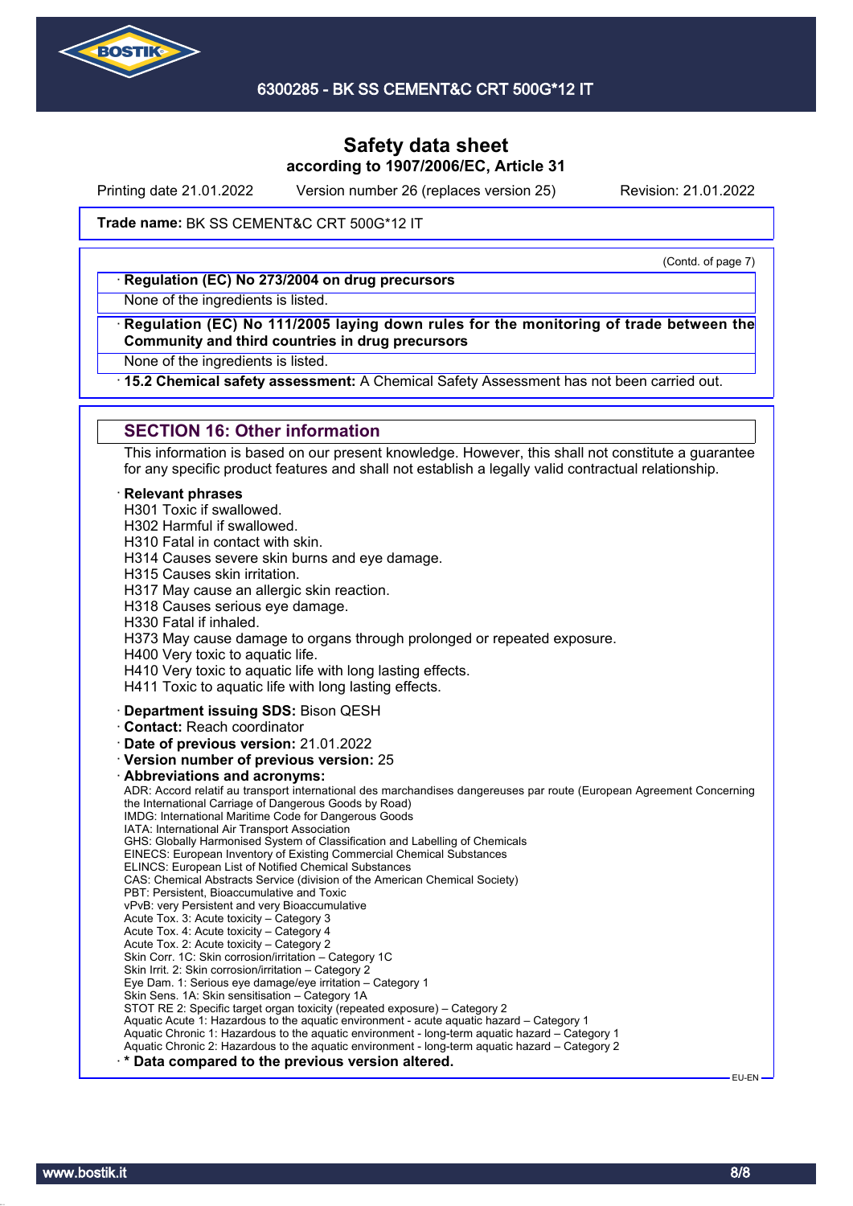(Contd. of page 7)

· **Regulation (EC) No 273/2004 on drug precursors**

None of the ingredients is listed.

· **Regulation (EC) No 111/2005 laying down rules for the monitoring of trade between the Community and third countries in drug precursors**

None of the ingredients is listed.

· **15.2 Chemical safety assessment:** A Chemical Safety Assessment has not been carried out.

## SECTION 16: Other information

This information is based on our present knowledge. However, this shall not constitute a guarantee for any specific product features and shall not establish a legally valid contractual relationship.

· **Relevant phrases**

H301 Toxic if swallowed.
H302 Harmful if swallowed.
H310 Fatal in contact with skin.
H314 Causes severe skin burns and eye damage.
H315 Causes skin irritation.
H317 May cause an allergic skin reaction.
H318 Causes serious eye damage.
H330 Fatal if inhaled.
H373 May cause damage to organs through prolonged or repeated exposure.
H400 Very toxic to aquatic life.
H410 Very toxic to aquatic life with long lasting effects.
H411 Toxic to aquatic life with long lasting effects.

· **Department issuing SDS:** Bison QESH
· **Contact:** Reach coordinator
· **Date of previous version:** 21.01.2022
· **Version number of previous version:** 25
· **Abbreviations and acronyms:**

ADR: Accord relatif au transport international des marchandises dangereuses par route (European Agreement Concerning the International Carriage of Dangerous Goods by Road)
IMDG: International Maritime Code for Dangerous Goods
IATA: International Air Transport Association
GHS: Globally Harmonised System of Classification and Labelling of Chemicals
EINECS: European Inventory of Existing Commercial Chemical Substances
ELINCS: European List of Notified Chemical Substances
CAS: Chemical Abstracts Service (division of the American Chemical Society)
PBT: Persistent, Bioaccumulative and Toxic
vPvB: very Persistent and very Bioaccumulative
Acute Tox. 3: Acute toxicity – Category 3
Acute Tox. 4: Acute toxicity – Category 4
Acute Tox. 2: Acute toxicity – Category 2
Skin Corr. 1C: Skin corrosion/irritation – Category 1C
Skin Irrit. 2: Skin corrosion/irritation – Category 2
Eye Dam. 1: Serious eye damage/eye irritation – Category 1
Skin Sens. 1A: Skin sensitisation – Category 1A
STOT RE 2: Specific target organ toxicity (repeated exposure) – Category 2
Aquatic Acute 1: Hazardous to the aquatic environment - acute aquatic hazard – Category 1
Aquatic Chronic 1: Hazardous to the aquatic environment - long-term aquatic hazard – Category 1
Aquatic Chronic 2: Hazardous to the aquatic environment - long-term aquatic hazard – Category 2

· **\* Data compared to the previous version altered.**

EU-EN